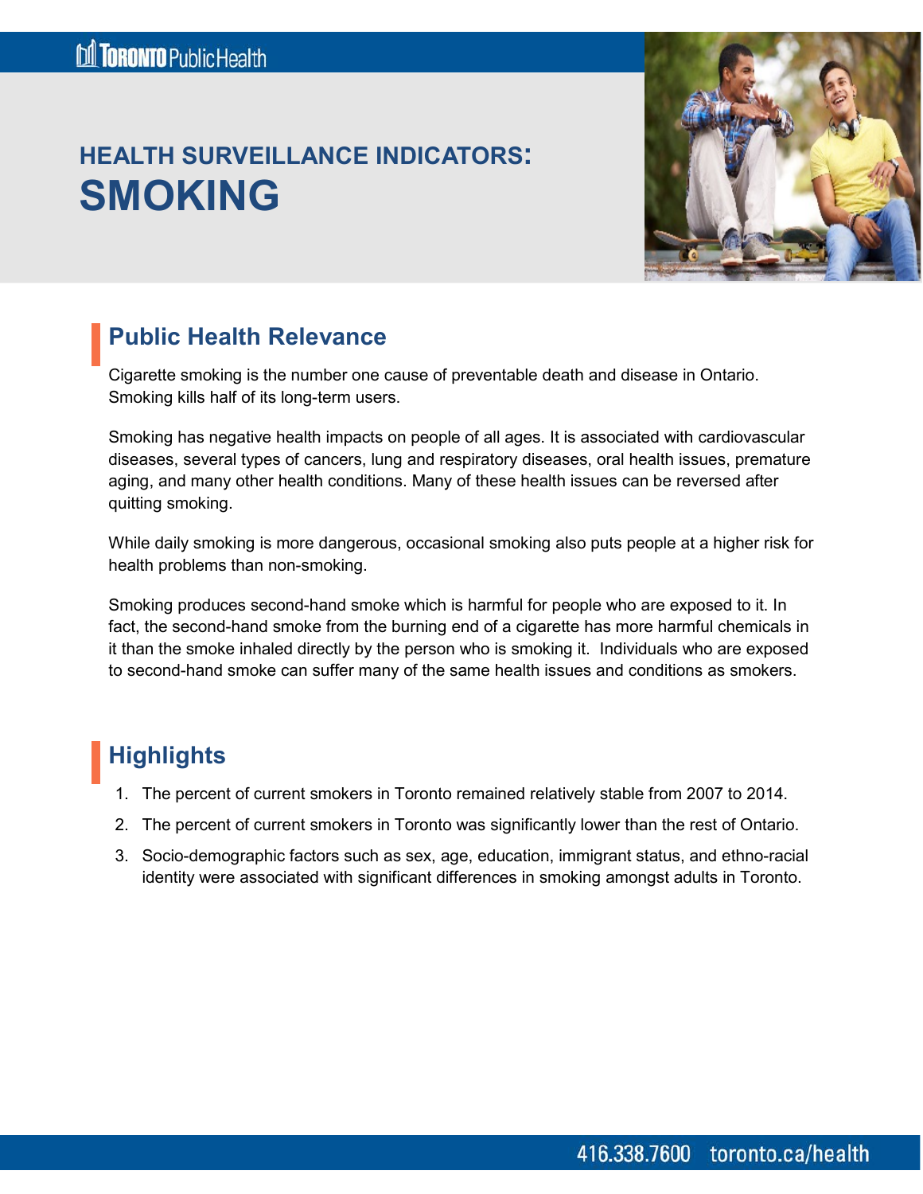Toronto Public Health

# HEALTH SURVEILLANCE INDICATORS: SMOKING

## Public Health Relevance

Cigarette smoking is the number one cause of preventable death and disease in Ontario. Smoking kills half of its long-term users.

Smoking has negative health impacts on people of all ages. It is associated with cardiovascular diseases, several types of cancers, lung and respiratory diseases, oral health issues, premature aging, and many other health conditions. Many of these health issues can be reversed after quitting smoking.

While daily smoking is more dangerous, occasional smoking also puts people at a higher risk for health problems than non-smoking.

Smoking produces second-hand smoke which is harmful for people who are exposed to it. In fact, the second-hand smoke from the burning end of a cigarette has more harmful chemicals in it than the smoke inhaled directly by the person who is smoking it. Individuals who are exposed to second-hand smoke can suffer many of the same health issues and conditions as smokers.

## Highlights

1. The percent of current smokers in Toronto remained relatively stable from 2007 to 2014.
2. The percent of current smokers in Toronto was significantly lower than the rest of Ontario.
3. Socio-demographic factors such as sex, age, education, immigrant status, and ethno-racial identity were associated with significant differences in smoking amongst adults in Toronto.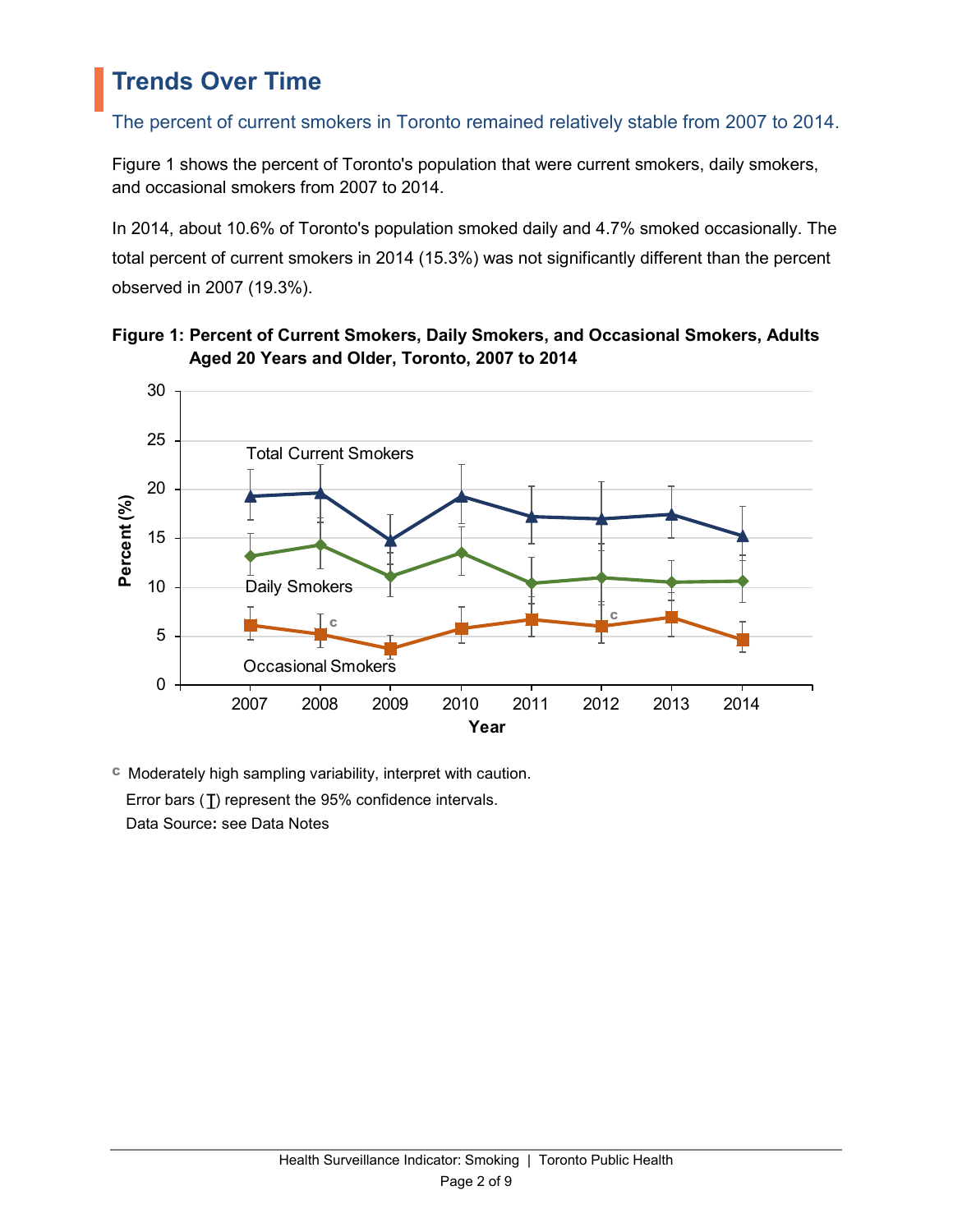# Trends Over Time

The percent of current smokers in Toronto remained relatively stable from 2007 to 2014.

Figure 1 shows the percent of Toronto's population that were current smokers, daily smokers, and occasional smokers from 2007 to 2014.

In 2014, about 10.6% of Toronto's population smoked daily and 4.7% smoked occasionally. The total percent of current smokers in 2014 (15.3%) was not significantly different than the percent observed in 2007 (19.3%).

**Figure 1: Percent of Current Smokers, Daily Smokers, and Occasional Smokers, Adults Aged 20 Years and Older, Toronto, 2007 to 2014**

c Moderately high sampling variability, interpret with caution.

Error bars (I) represent the 95% confidence intervals.

Data Source**:** see Data Notes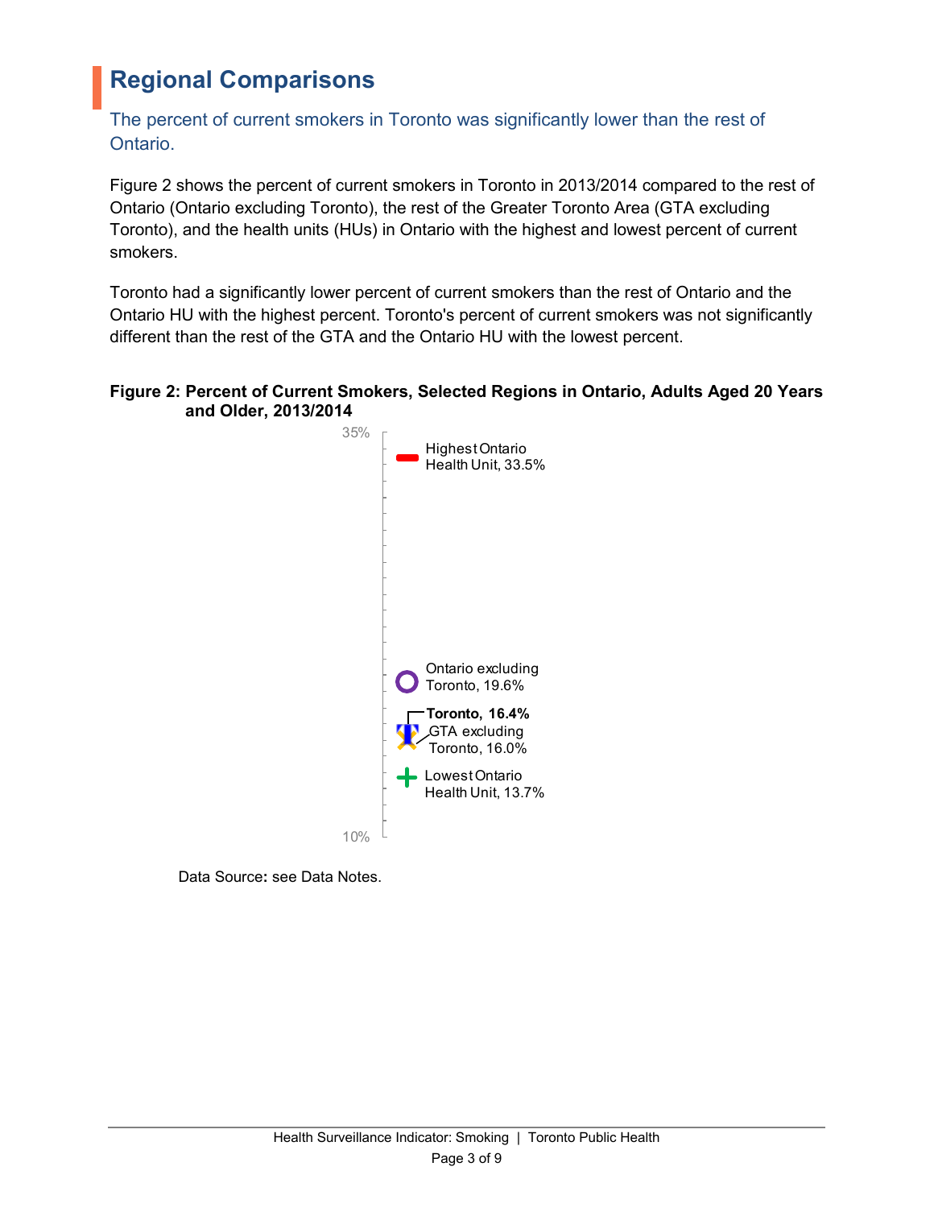## Regional Comparisons

The percent of current smokers in Toronto was significantly lower than the rest of Ontario.

Figure 2 shows the percent of current smokers in Toronto in 2013/2014 compared to the rest of Ontario (Ontario excluding Toronto), the rest of the Greater Toronto Area (GTA excluding Toronto), and the health units (HUs) in Ontario with the highest and lowest percent of current smokers.

Toronto had a significantly lower percent of current smokers than the rest of Ontario and the Ontario HU with the highest percent. Toronto's percent of current smokers was not significantly different than the rest of the GTA and the Ontario HU with the lowest percent.

**Figure 2: Percent of Current Smokers, Selected Regions in Ontario, Adults Aged 20 Years and Older, 2013/2014**

35%

Highest Ontario Health Unit, 33.5%

Ontario excluding Toronto, 19.6%

**Toronto, 16.4%**

GTA excluding Toronto, 16.0%

Lowest Ontario Health Unit, 13.7%

10%

Data Source**:** see Data Notes.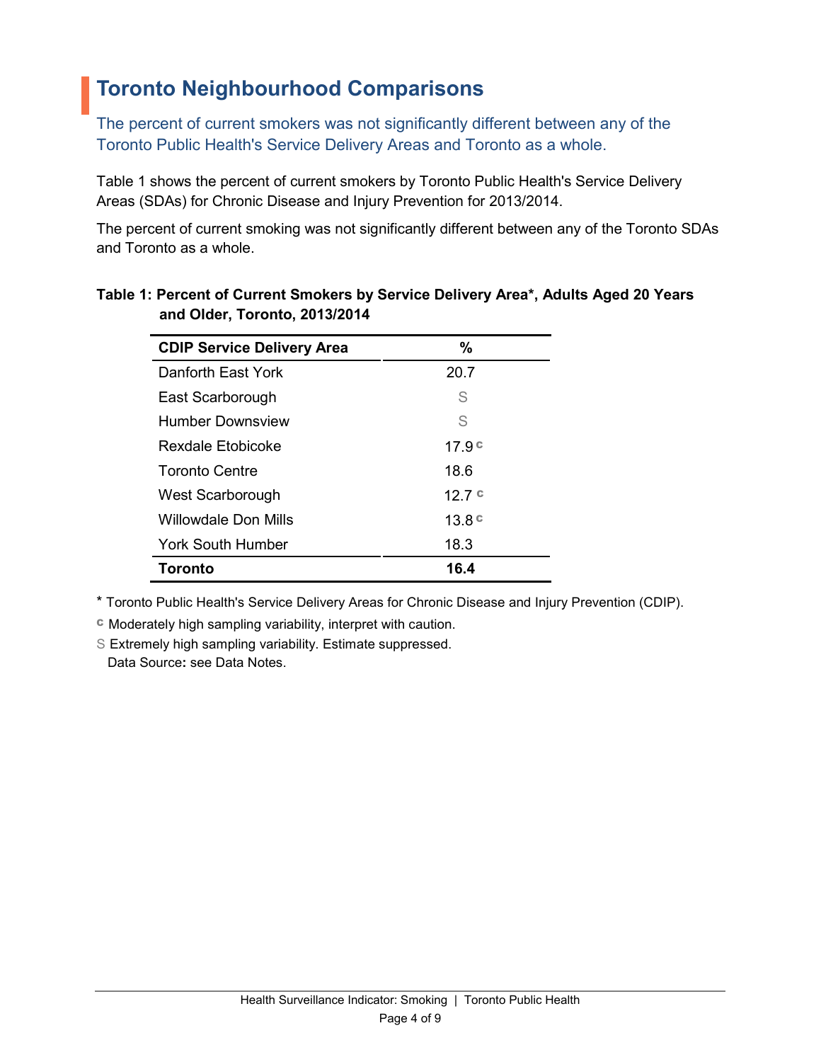## Toronto Neighbourhood Comparisons

The percent of current smokers was not significantly different between any of the Toronto Public Health's Service Delivery Areas and Toronto as a whole.

Table 1 shows the percent of current smokers by Toronto Public Health's Service Delivery Areas (SDAs) for Chronic Disease and Injury Prevention for 2013/2014.

The percent of current smoking was not significantly different between any of the Toronto SDAs and Toronto as a whole.

**Table 1: Percent of Current Smokers by Service Delivery Area*, Adults Aged 20 Years and Older, Toronto, 2013/2014**

| CDIP Service Delivery Area | % |
|---|---|
| Danforth East York | 20.7 |
| East Scarborough | S |
| Humber Downsview | S |
| Rexdale Etobicoke | 17.9 c |
| Toronto Centre | 18.6 |
| West Scarborough | 12.7 c |
| Willowdale Don Mills | 13.8 c |
| York South Humber | 18.3 |
| **Toronto** | **16.4** |

* Toronto Public Health's Service Delivery Areas for Chronic Disease and Injury Prevention (CDIP).

c Moderately high sampling variability, interpret with caution.

S Extremely high sampling variability. Estimate suppressed.

Data Source: see Data Notes.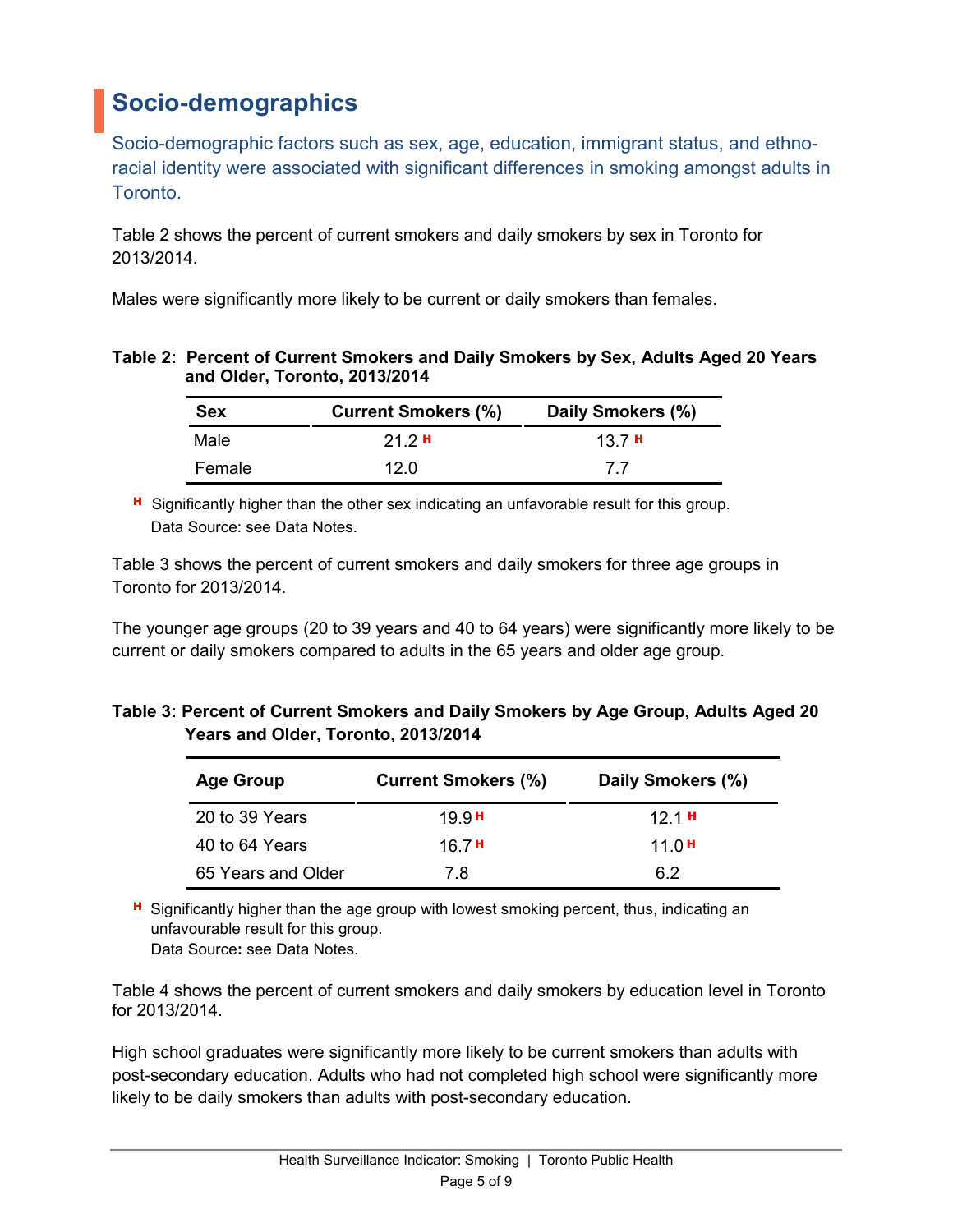## Socio-demographics

Socio-demographic factors such as sex, age, education, immigrant status, and ethno-racial identity were associated with significant differences in smoking amongst adults in Toronto.

Table 2 shows the percent of current smokers and daily smokers by sex in Toronto for 2013/2014.

Males were significantly more likely to be current or daily smokers than females.

**Table 2: Percent of Current Smokers and Daily Smokers by Sex, Adults Aged 20 Years and Older, Toronto, 2013/2014**

| Sex | Current Smokers (%) | Daily Smokers (%) |
|---|---|---|
| Male | 21.2 H | 13.7 H |
| Female | 12.0 | 7.7 |

H Significantly higher than the other sex indicating an unfavorable result for this group.
Data Source: see Data Notes.

Table 3 shows the percent of current smokers and daily smokers for three age groups in Toronto for 2013/2014.

The younger age groups (20 to 39 years and 40 to 64 years) were significantly more likely to be current or daily smokers compared to adults in the 65 years and older age group.

**Table 3: Percent of Current Smokers and Daily Smokers by Age Group, Adults Aged 20 Years and Older, Toronto, 2013/2014**

| Age Group | Current Smokers (%) | Daily Smokers (%) |
|---|---|---|
| 20 to 39 Years | 19.9 H | 12.1 H |
| 40 to 64 Years | 16.7 H | 11.0 H |
| 65 Years and Older | 7.8 | 6.2 |

H Significantly higher than the age group with lowest smoking percent, thus, indicating an unfavourable result for this group.
Data Source: see Data Notes.

Table 4 shows the percent of current smokers and daily smokers by education level in Toronto for 2013/2014.

High school graduates were significantly more likely to be current smokers than adults with post-secondary education. Adults who had not completed high school were significantly more likely to be daily smokers than adults with post-secondary education.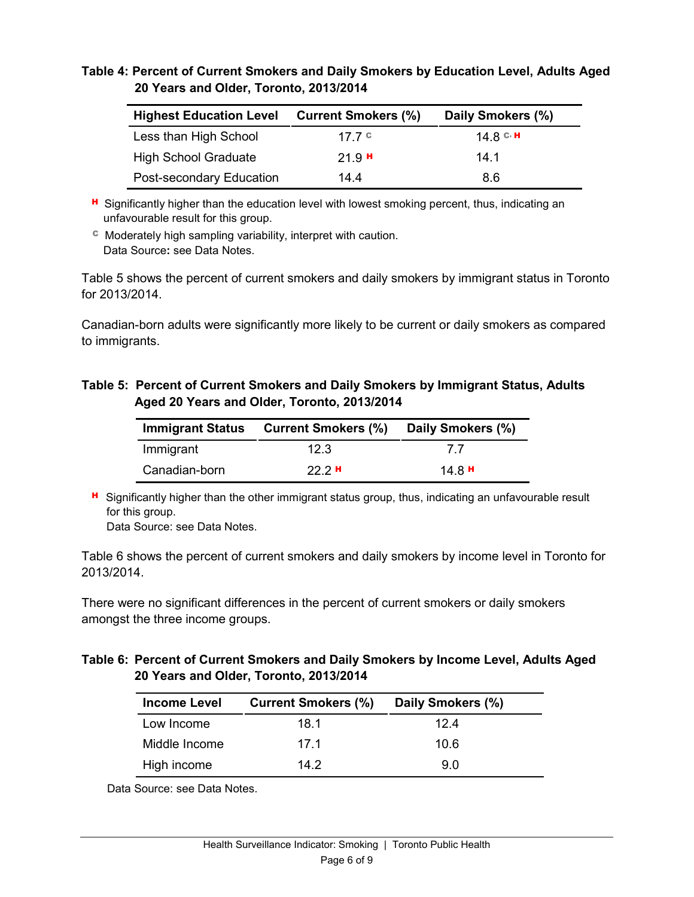**Table 4: Percent of Current Smokers and Daily Smokers by Education Level, Adults Aged 20 Years and Older, Toronto, 2013/2014**

| Highest Education Level | Current Smokers (%) | Daily Smokers (%) |
|---|---|---|
| Less than High School | 17.7 C | 14.8 C, H |
| High School Graduate | 21.9 H | 14.1 |
| Post-secondary Education | 14.4 | 8.6 |

H Significantly higher than the education level with lowest smoking percent, thus, indicating an unfavourable result for this group.

C Moderately high sampling variability, interpret with caution.
Data Source: see Data Notes.

Table 5 shows the percent of current smokers and daily smokers by immigrant status in Toronto for 2013/2014.

Canadian-born adults were significantly more likely to be current or daily smokers as compared to immigrants.

**Table 5: Percent of Current Smokers and Daily Smokers by Immigrant Status, Adults Aged 20 Years and Older, Toronto, 2013/2014**

| Immigrant Status | Current Smokers (%) | Daily Smokers (%) |
|---|---|---|
| Immigrant | 12.3 | 7.7 |
| Canadian-born | 22.2 H | 14.8 H |

H Significantly higher than the other immigrant status group, thus, indicating an unfavourable result for this group.
Data Source: see Data Notes.

Table 6 shows the percent of current smokers and daily smokers by income level in Toronto for 2013/2014.

There were no significant differences in the percent of current smokers or daily smokers amongst the three income groups.

**Table 6: Percent of Current Smokers and Daily Smokers by Income Level, Adults Aged 20 Years and Older, Toronto, 2013/2014**

| Income Level | Current Smokers (%) | Daily Smokers (%) |
|---|---|---|
| Low Income | 18.1 | 12.4 |
| Middle Income | 17.1 | 10.6 |
| High income | 14.2 | 9.0 |

Data Source: see Data Notes.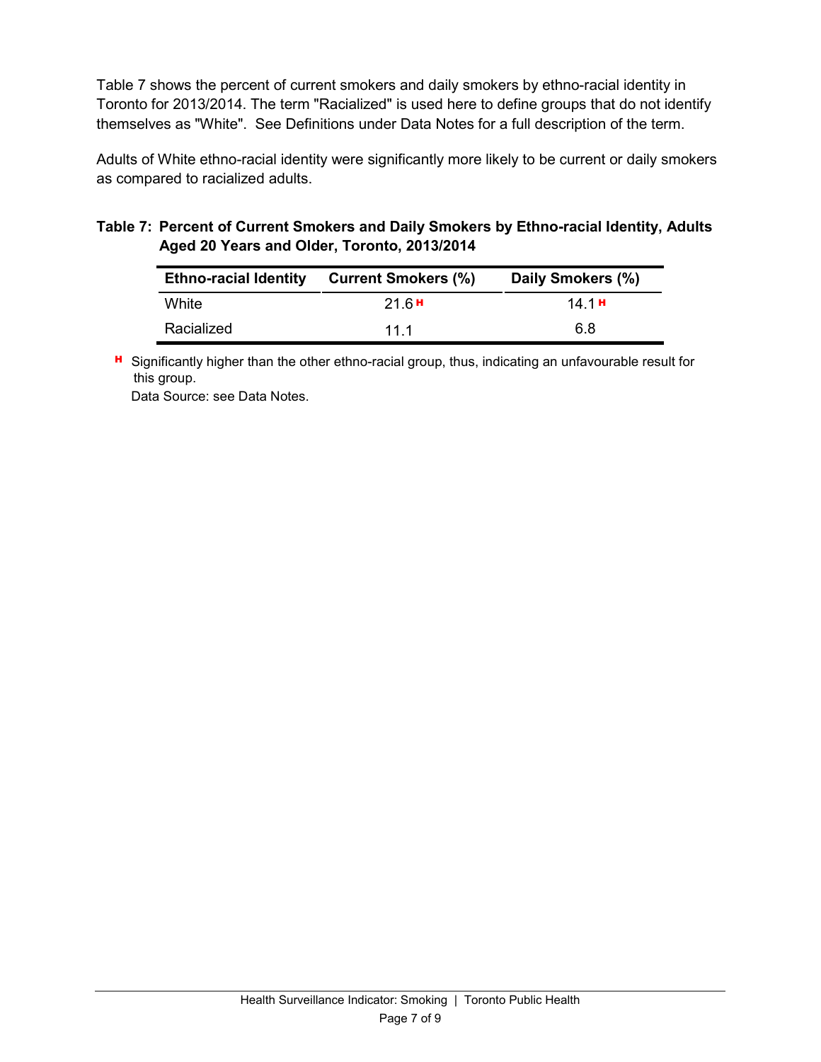Table 7 shows the percent of current smokers and daily smokers by ethno-racial identity in Toronto for 2013/2014. The term "Racialized" is used here to define groups that do not identify themselves as "White". See Definitions under Data Notes for a full description of the term.

Adults of White ethno-racial identity were significantly more likely to be current or daily smokers as compared to racialized adults.

**Table 7: Percent of Current Smokers and Daily Smokers by Ethno-racial Identity, Adults Aged 20 Years and Older, Toronto, 2013/2014**

| Ethno-racial Identity | Current Smokers (%) | Daily Smokers (%) |
|---|---|---|
| White | 21.6 H | 14.1 H |
| Racialized | 11.1 | 6.8 |

H Significantly higher than the other ethno-racial group, thus, indicating an unfavourable result for this group.

Data Source: see Data Notes.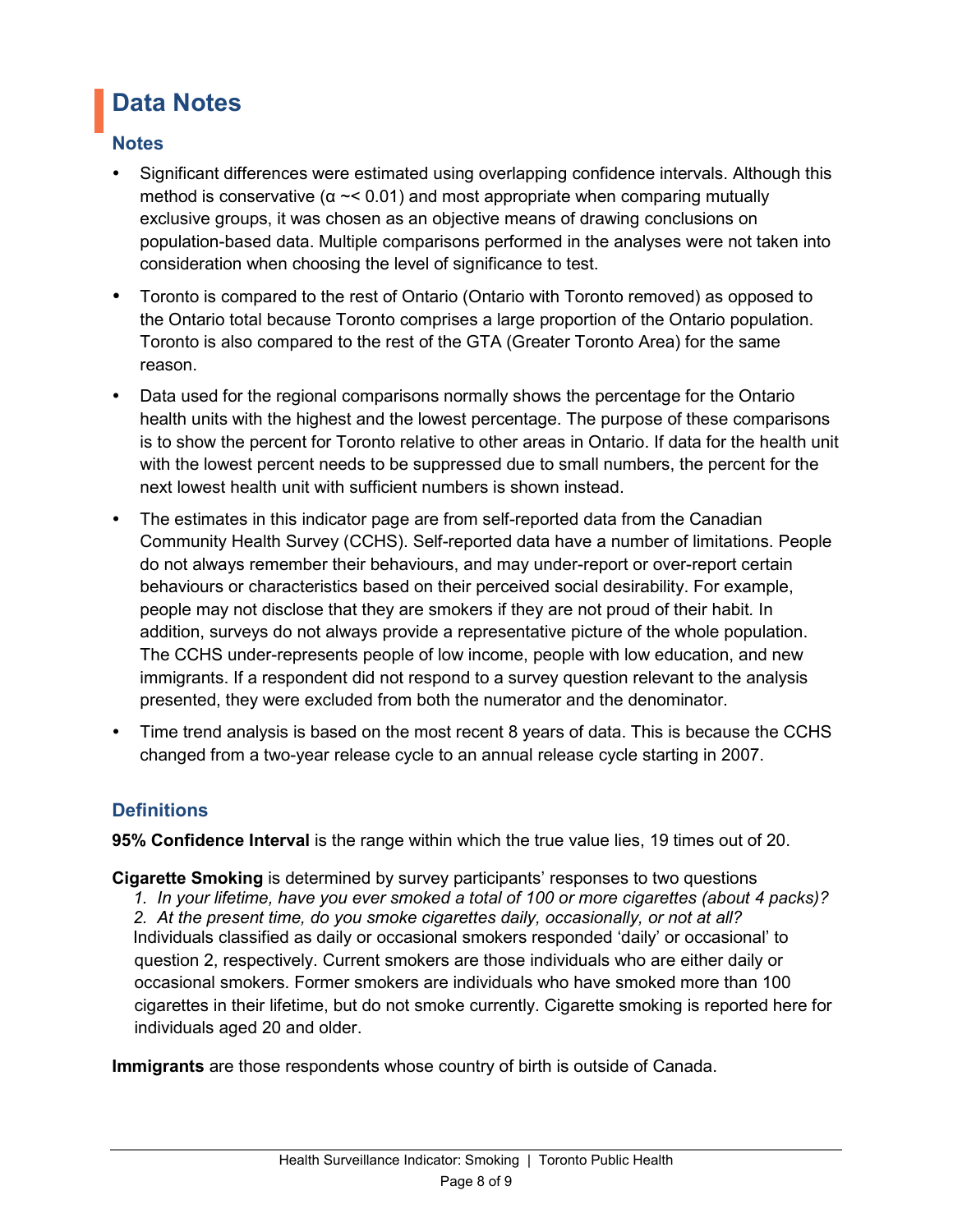# Data Notes

## Notes

- Significant differences were estimated using overlapping confidence intervals. Although this method is conservative ($\alpha \sim< 0.01$) and most appropriate when comparing mutually exclusive groups, it was chosen as an objective means of drawing conclusions on population-based data. Multiple comparisons performed in the analyses were not taken into consideration when choosing the level of significance to test.
- Toronto is compared to the rest of Ontario (Ontario with Toronto removed) as opposed to the Ontario total because Toronto comprises a large proportion of the Ontario population. Toronto is also compared to the rest of the GTA (Greater Toronto Area) for the same reason.
- Data used for the regional comparisons normally shows the percentage for the Ontario health units with the highest and the lowest percentage. The purpose of these comparisons is to show the percent for Toronto relative to other areas in Ontario. If data for the health unit with the lowest percent needs to be suppressed due to small numbers, the percent for the next lowest health unit with sufficient numbers is shown instead.
- The estimates in this indicator page are from self-reported data from the Canadian Community Health Survey (CCHS). Self-reported data have a number of limitations. People do not always remember their behaviours, and may under-report or over-report certain behaviours or characteristics based on their perceived social desirability. For example, people may not disclose that they are smokers if they are not proud of their habit. In addition, surveys do not always provide a representative picture of the whole population. The CCHS under-represents people of low income, people with low education, and new immigrants. If a respondent did not respond to a survey question relevant to the analysis presented, they were excluded from both the numerator and the denominator.
- Time trend analysis is based on the most recent 8 years of data. This is because the CCHS changed from a two-year release cycle to an annual release cycle starting in 2007.

## Definitions

**95% Confidence Interval** is the range within which the true value lies, 19 times out of 20.

**Cigarette Smoking** is determined by survey participants' responses to two questions

1. *In your lifetime, have you ever smoked a total of 100 or more cigarettes (about 4 packs)?*
2. *At the present time, do you smoke cigarettes daily, occasionally, or not at all?*

Individuals classified as daily or occasional smokers responded 'daily' or occasional' to question 2, respectively. Current smokers are those individuals who are either daily or occasional smokers. Former smokers are individuals who have smoked more than 100 cigarettes in their lifetime, but do not smoke currently. Cigarette smoking is reported here for individuals aged 20 and older.

**Immigrants** are those respondents whose country of birth is outside of Canada.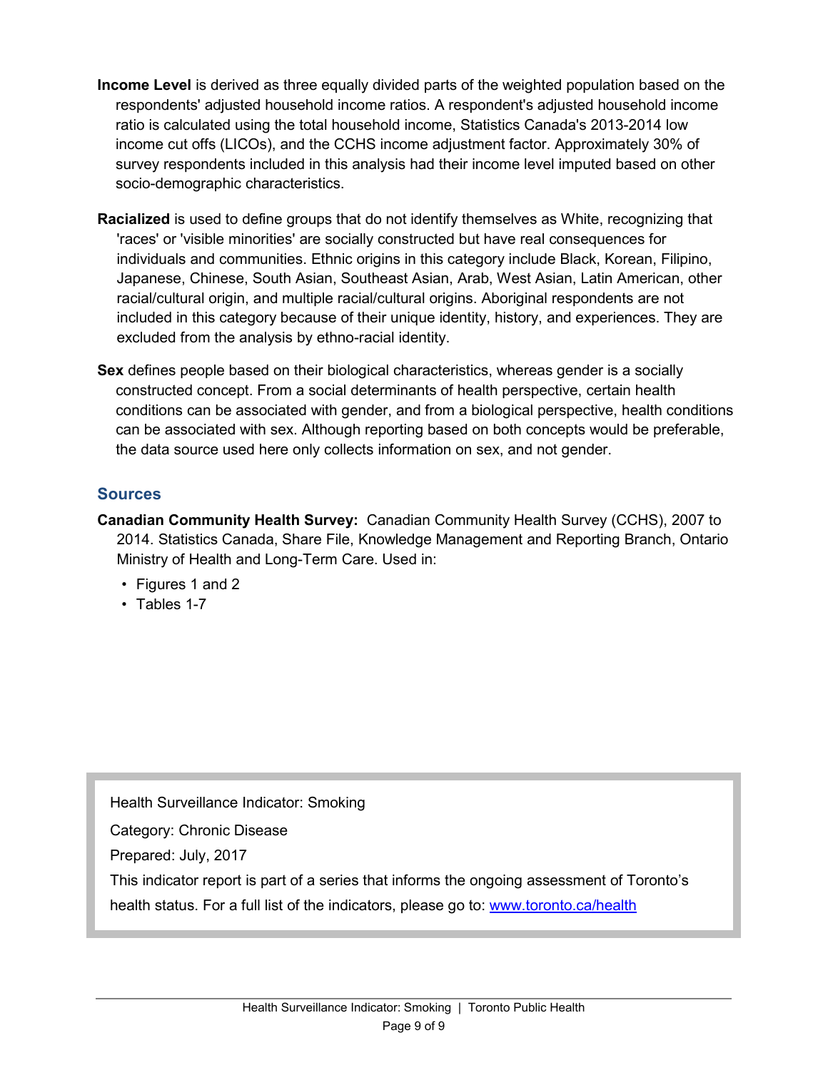**Income Level** is derived as three equally divided parts of the weighted population based on the respondents' adjusted household income ratios. A respondent's adjusted household income ratio is calculated using the total household income, Statistics Canada's 2013-2014 low income cut offs (LICOs), and the CCHS income adjustment factor. Approximately 30% of survey respondents included in this analysis had their income level imputed based on other socio-demographic characteristics.

**Racialized** is used to define groups that do not identify themselves as White, recognizing that 'races' or 'visible minorities' are socially constructed but have real consequences for individuals and communities. Ethnic origins in this category include Black, Korean, Filipino, Japanese, Chinese, South Asian, Southeast Asian, Arab, West Asian, Latin American, other racial/cultural origin, and multiple racial/cultural origins. Aboriginal respondents are not included in this category because of their unique identity, history, and experiences. They are excluded from the analysis by ethno-racial identity.

**Sex** defines people based on their biological characteristics, whereas gender is a socially constructed concept. From a social determinants of health perspective, certain health conditions can be associated with gender, and from a biological perspective, health conditions can be associated with sex. Although reporting based on both concepts would be preferable, the data source used here only collects information on sex, and not gender.

## Sources

**Canadian Community Health Survey:** Canadian Community Health Survey (CCHS), 2007 to 2014. Statistics Canada, Share File, Knowledge Management and Reporting Branch, Ontario Ministry of Health and Long-Term Care. Used in:

- Figures 1 and 2
- Tables 1-7

Health Surveillance Indicator: Smoking

Category: Chronic Disease

Prepared: July, 2017

This indicator report is part of a series that informs the ongoing assessment of Toronto's health status. For a full list of the indicators, please go to: [www.toronto.ca/health](http://www.toronto.ca/health)